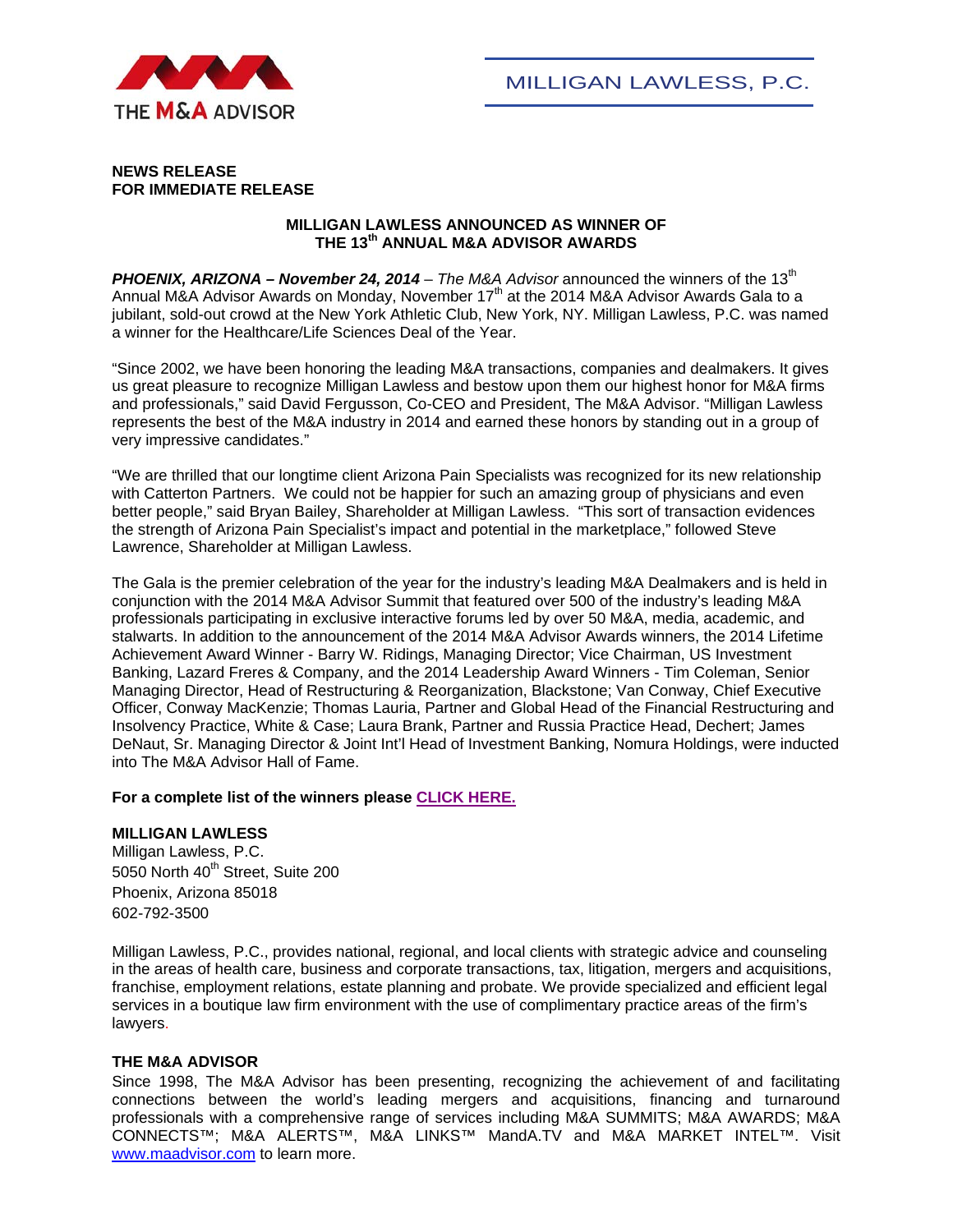THE M&A ADVISOR

MILLIGAN LAWLESS, P.C.

**NEWS RELEASE**
**FOR IMMEDIATE RELEASE**

## MILLIGAN LAWLESS ANNOUNCED AS WINNER OF THE 13th ANNUAL M&A ADVISOR AWARDS

***PHOENIX, ARIZONA – November 24, 2014*** – *The M&A Advisor* announced the winners of the 13th Annual M&A Advisor Awards on Monday, November 17th at the 2014 M&A Advisor Awards Gala to a jubilant, sold-out crowd at the New York Athletic Club, New York, NY. Milligan Lawless, P.C. was named a winner for the Healthcare/Life Sciences Deal of the Year.

"Since 2002, we have been honoring the leading M&A transactions, companies and dealmakers. It gives us great pleasure to recognize Milligan Lawless and bestow upon them our highest honor for M&A firms and professionals," said David Fergusson, Co-CEO and President, The M&A Advisor. "Milligan Lawless represents the best of the M&A industry in 2014 and earned these honors by standing out in a group of very impressive candidates."

"We are thrilled that our longtime client Arizona Pain Specialists was recognized for its new relationship with Catterton Partners. We could not be happier for such an amazing group of physicians and even better people," said Bryan Bailey, Shareholder at Milligan Lawless. "This sort of transaction evidences the strength of Arizona Pain Specialist's impact and potential in the marketplace," followed Steve Lawrence, Shareholder at Milligan Lawless.

The Gala is the premier celebration of the year for the industry's leading M&A Dealmakers and is held in conjunction with the 2014 M&A Advisor Summit that featured over 500 of the industry's leading M&A professionals participating in exclusive interactive forums led by over 50 M&A, media, academic, and stalwarts. In addition to the announcement of the 2014 M&A Advisor Awards winners, the 2014 Lifetime Achievement Award Winner - Barry W. Ridings, Managing Director; Vice Chairman, US Investment Banking, Lazard Freres & Company, and the 2014 Leadership Award Winners - Tim Coleman, Senior Managing Director, Head of Restructuring & Reorganization, Blackstone; Van Conway, Chief Executive Officer, Conway MacKenzie; Thomas Lauria, Partner and Global Head of the Financial Restructuring and Insolvency Practice, White & Case; Laura Brank, Partner and Russia Practice Head, Dechert; James DeNaut, Sr. Managing Director & Joint Int'l Head of Investment Banking, Nomura Holdings, were inducted into The M&A Advisor Hall of Fame.

**For a complete list of the winners please CLICK HERE.**

**MILLIGAN LAWLESS**
Milligan Lawless, P.C.
5050 North 40th Street, Suite 200
Phoenix, Arizona 85018
602-792-3500

Milligan Lawless, P.C., provides national, regional, and local clients with strategic advice and counseling in the areas of health care, business and corporate transactions, tax, litigation, mergers and acquisitions, franchise, employment relations, estate planning and probate. We provide specialized and efficient legal services in a boutique law firm environment with the use of complimentary practice areas of the firm's lawyers.

**THE M&A ADVISOR**
Since 1998, The M&A Advisor has been presenting, recognizing the achievement of and facilitating connections between the world's leading mergers and acquisitions, financing and turnaround professionals with a comprehensive range of services including M&A SUMMITS; M&A AWARDS; M&A CONNECTS™; M&A ALERTS™, M&A LINKS™ MandA.TV and M&A MARKET INTEL™. Visit www.maadvisor.com to learn more.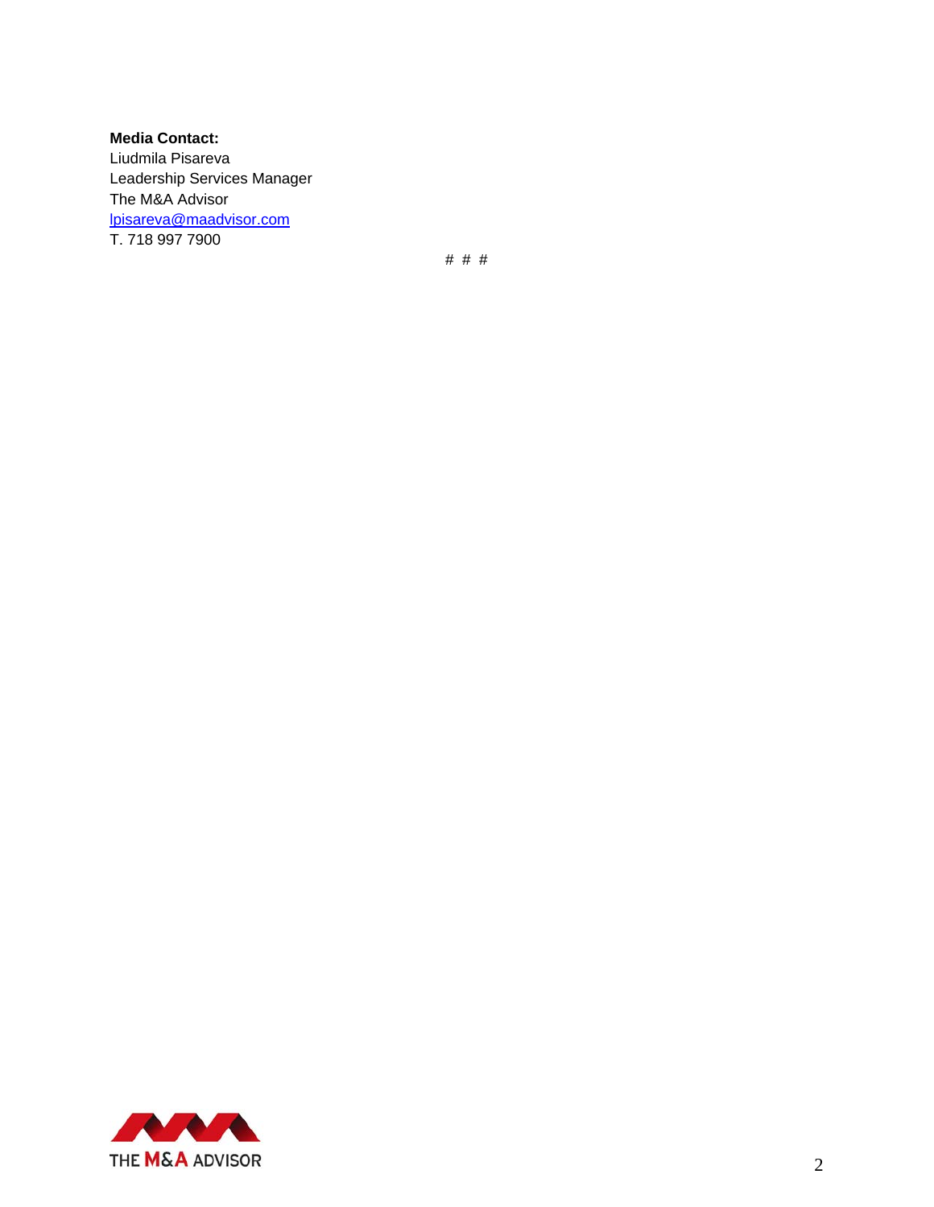**Media Contact:**
Liudmila Pisareva
Leadership Services Manager
The M&A Advisor
lpisareva@maadvisor.com
T. 718 997 7900

# # #